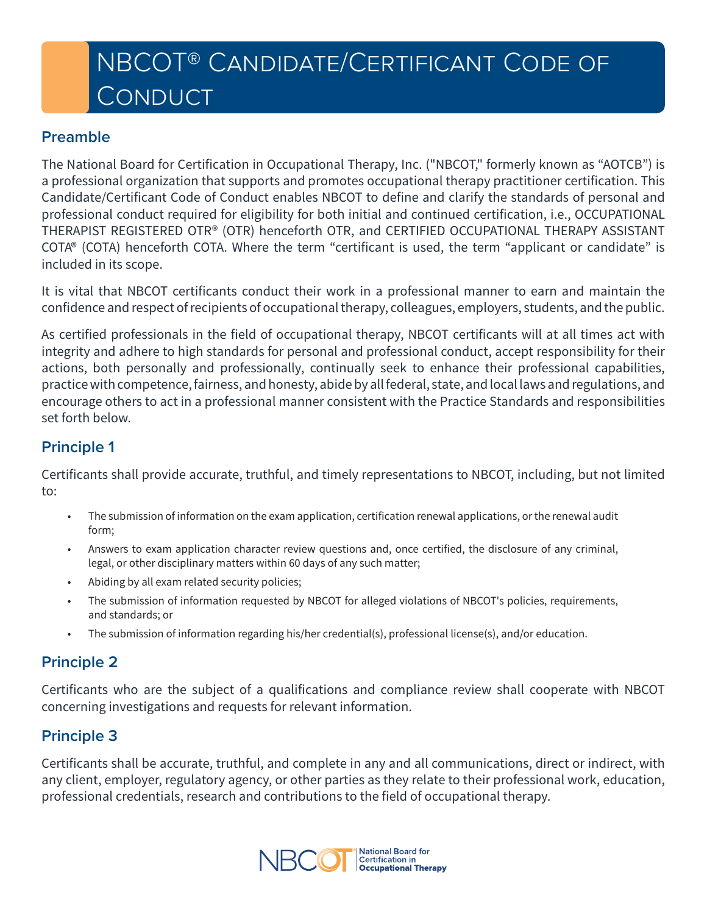# NBCOT® Candidate/Certificant Code of Conduct

## Preamble

The National Board for Certification in Occupational Therapy, Inc. ("NBCOT," formerly known as "AOTCB") is a professional organization that supports and promotes occupational therapy practitioner certification. This Candidate/Certificant Code of Conduct enables NBCOT to define and clarify the standards of personal and professional conduct required for eligibility for both initial and continued certification, i.e., OCCUPATIONAL THERAPIST REGISTERED OTR® (OTR) henceforth OTR, and CERTIFIED OCCUPATIONAL THERAPY ASSISTANT COTA® (COTA) henceforth COTA. Where the term "certificant is used, the term "applicant or candidate" is included in its scope.

It is vital that NBCOT certificants conduct their work in a professional manner to earn and maintain the confidence and respect of recipients of occupational therapy, colleagues, employers, students, and the public.

As certified professionals in the field of occupational therapy, NBCOT certificants will at all times act with integrity and adhere to high standards for personal and professional conduct, accept responsibility for their actions, both personally and professionally, continually seek to enhance their professional capabilities, practice with competence, fairness, and honesty, abide by all federal, state, and local laws and regulations, and encourage others to act in a professional manner consistent with the Practice Standards and responsibilities set forth below.

## Principle 1

Certificants shall provide accurate, truthful, and timely representations to NBCOT, including, but not limited to:

- The submission of information on the exam application, certification renewal applications, or the renewal audit form;
- Answers to exam application character review questions and, once certified, the disclosure of any criminal, legal, or other disciplinary matters within 60 days of any such matter;
- Abiding by all exam related security policies;
- The submission of information requested by NBCOT for alleged violations of NBCOT's policies, requirements, and standards; or
- The submission of information regarding his/her credential(s), professional license(s), and/or education.

## Principle 2

Certificants who are the subject of a qualifications and compliance review shall cooperate with NBCOT concerning investigations and requests for relevant information.

## Principle 3

Certificants shall be accurate, truthful, and complete in any and all communications, direct or indirect, with any client, employer, regulatory agency, or other parties as they relate to their professional work, education, professional credentials, research and contributions to the field of occupational therapy.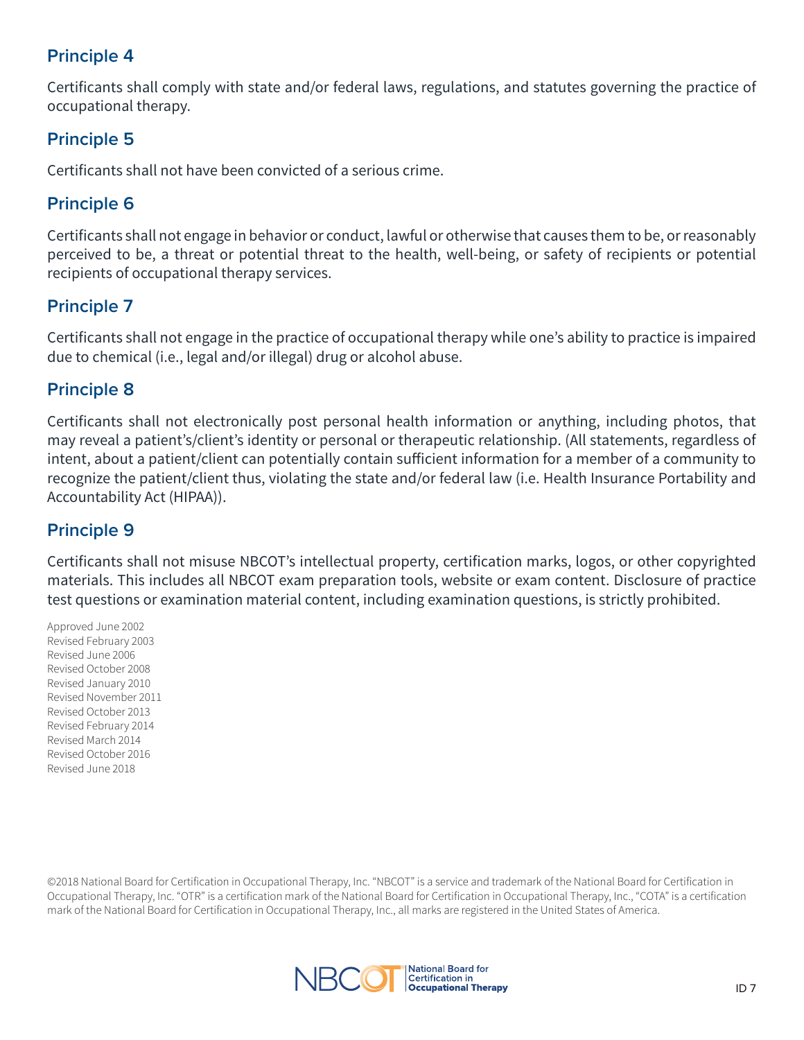## Principle 4

Certificants shall comply with state and/or federal laws, regulations, and statutes governing the practice of occupational therapy.

## Principle 5

Certificants shall not have been convicted of a serious crime.

## Principle 6

Certificants shall not engage in behavior or conduct, lawful or otherwise that causes them to be, or reasonably perceived to be, a threat or potential threat to the health, well-being, or safety of recipients or potential recipients of occupational therapy services.

## Principle 7

Certificants shall not engage in the practice of occupational therapy while one's ability to practice is impaired due to chemical (i.e., legal and/or illegal) drug or alcohol abuse.

## Principle 8

Certificants shall not electronically post personal health information or anything, including photos, that may reveal a patient's/client's identity or personal or therapeutic relationship. (All statements, regardless of intent, about a patient/client can potentially contain sufficient information for a member of a community to recognize the patient/client thus, violating the state and/or federal law (i.e. Health Insurance Portability and Accountability Act (HIPAA)).

## Principle 9

Certificants shall not misuse NBCOT's intellectual property, certification marks, logos, or other copyrighted materials. This includes all NBCOT exam preparation tools, website or exam content. Disclosure of practice test questions or examination material content, including examination questions, is strictly prohibited.

Approved June 2002
Revised February 2003
Revised June 2006
Revised October 2008
Revised January 2010
Revised November 2011
Revised October 2013
Revised February 2014
Revised March 2014
Revised October 2016
Revised June 2018

©2018 National Board for Certification in Occupational Therapy, Inc. "NBCOT" is a service and trademark of the National Board for Certification in Occupational Therapy, Inc. "OTR" is a certification mark of the National Board for Certification in Occupational Therapy, Inc., "COTA" is a certification mark of the National Board for Certification in Occupational Therapy, Inc., all marks are registered in the United States of America.

NBCOT National Board for Certification in Occupational Therapy